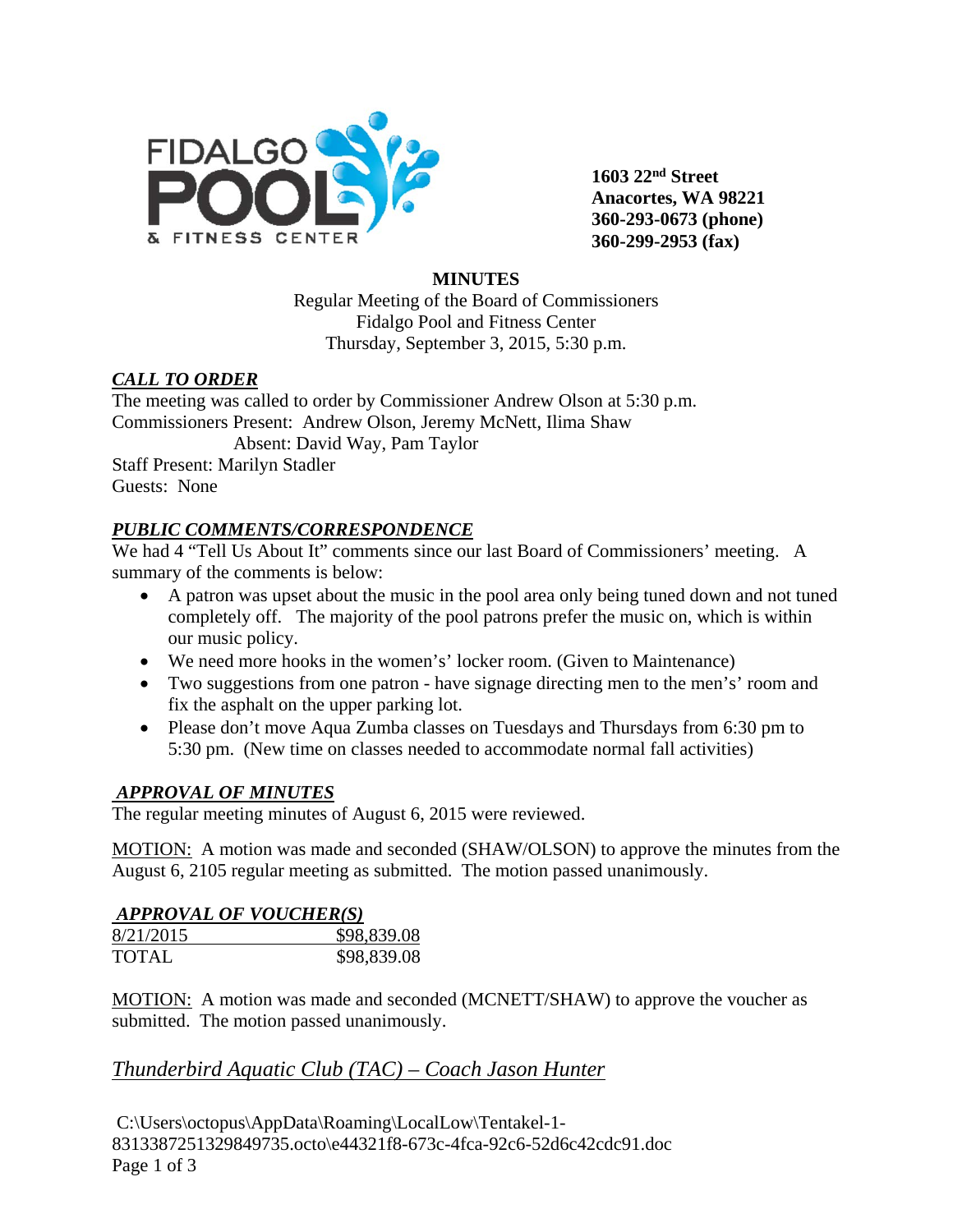FIDALGO POOL & FITNESS CENTER

**1603 22nd Street**
**Anacortes, WA 98221**
**360-293-0673 (phone)**
**360-299-2953 (fax)**

# MINUTES

Regular Meeting of the Board of Commissioners
Fidalgo Pool and Fitness Center
Thursday, September 3, 2015, 5:30 p.m.

## ***CALL TO ORDER***

The meeting was called to order by Commissioner Andrew Olson at 5:30 p.m.
Commissioners Present: Andrew Olson, Jeremy McNett, Ilima Shaw
Absent: David Way, Pam Taylor
Staff Present: Marilyn Stadler
Guests: None

## ***PUBLIC COMMENTS/CORRESPONDENCE***

We had 4 "Tell Us About It" comments since our last Board of Commissioners' meeting. A summary of the comments is below:

- A patron was upset about the music in the pool area only being tuned down and not tuned completely off. The majority of the pool patrons prefer the music on, which is within our music policy.
- We need more hooks in the women's' locker room. (Given to Maintenance)
- Two suggestions from one patron - have signage directing men to the men's' room and fix the asphalt on the upper parking lot.
- Please don't move Aqua Zumba classes on Tuesdays and Thursdays from 6:30 pm to 5:30 pm. (New time on classes needed to accommodate normal fall activities)

## ***APPROVAL OF MINUTES***

The regular meeting minutes of August 6, 2015 were reviewed.

MOTION: A motion was made and seconded (SHAW/OLSON) to approve the minutes from the August 6, 2105 regular meeting as submitted. The motion passed unanimously.

## ***APPROVAL OF VOUCHER(S)***

| 8/21/2015 | $98,839.08 |
|---|---|
| TOTAL | $98,839.08 |

MOTION: A motion was made and seconded (MCNETT/SHAW) to approve the voucher as submitted. The motion passed unanimously.

## *Thunderbird Aquatic Club (TAC) – Coach Jason Hunter*

C:\Users\octopus\AppData\Roaming\LocalLow\Tentakel-1-8313387251329849735.octo\e44321f8-673c-4fca-92c6-52d6c42cdc91.doc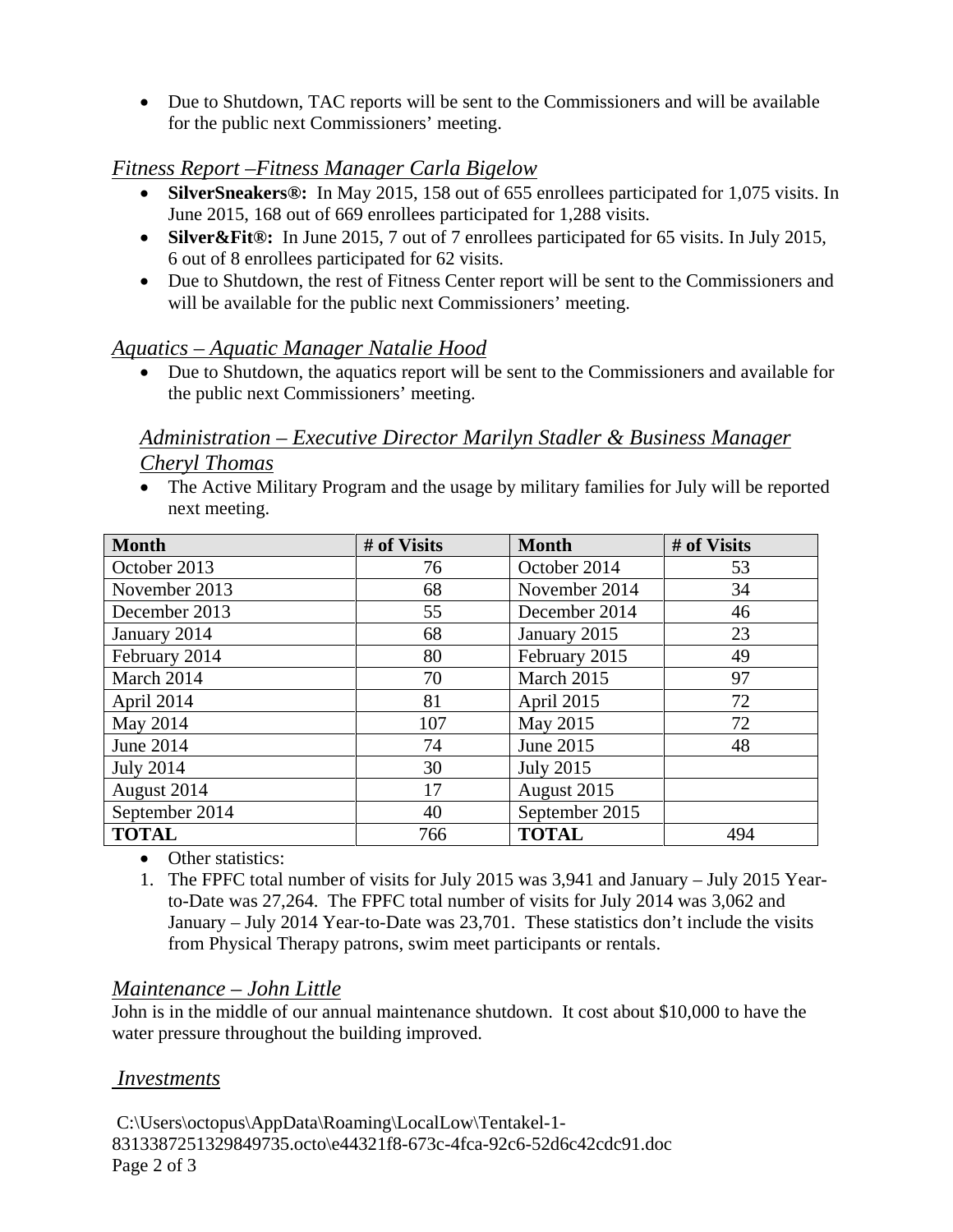- Due to Shutdown, TAC reports will be sent to the Commissioners and will be available for the public next Commissioners' meeting.

## *Fitness Report –Fitness Manager Carla Bigelow*

- **SilverSneakers®:** In May 2015, 158 out of 655 enrollees participated for 1,075 visits. In June 2015, 168 out of 669 enrollees participated for 1,288 visits.
- **Silver&Fit®:** In June 2015, 7 out of 7 enrollees participated for 65 visits. In July 2015, 6 out of 8 enrollees participated for 62 visits.
- Due to Shutdown, the rest of Fitness Center report will be sent to the Commissioners and will be available for the public next Commissioners' meeting.

## *Aquatics – Aquatic Manager Natalie Hood*

- Due to Shutdown, the aquatics report will be sent to the Commissioners and available for the public next Commissioners' meeting.

## *Administration – Executive Director Marilyn Stadler & Business Manager Cheryl Thomas*

- The Active Military Program and the usage by military families for July will be reported next meeting.

| Month | # of Visits | Month | # of Visits |
|---|---|---|---|
| October 2013 | 76 | October 2014 | 53 |
| November 2013 | 68 | November 2014 | 34 |
| December 2013 | 55 | December 2014 | 46 |
| January 2014 | 68 | January 2015 | 23 |
| February 2014 | 80 | February 2015 | 49 |
| March 2014 | 70 | March 2015 | 97 |
| April 2014 | 81 | April 2015 | 72 |
| May 2014 | 107 | May 2015 | 72 |
| June 2014 | 74 | June 2015 | 48 |
| July 2014 | 30 | July 2015 | |
| August 2014 | 17 | August 2015 | |
| September 2014 | 40 | September 2015 | |
| **TOTAL** | 766 | **TOTAL** | 494 |

- Other statistics:

1. The FPFC total number of visits for July 2015 was 3,941 and January – July 2015 Year-to-Date was 27,264. The FPFC total number of visits for July 2014 was 3,062 and January – July 2014 Year-to-Date was 23,701. These statistics don't include the visits from Physical Therapy patrons, swim meet participants or rentals.

## *Maintenance – John Little*

John is in the middle of our annual maintenance shutdown. It cost about $10,000 to have the water pressure throughout the building improved.

## *Investments*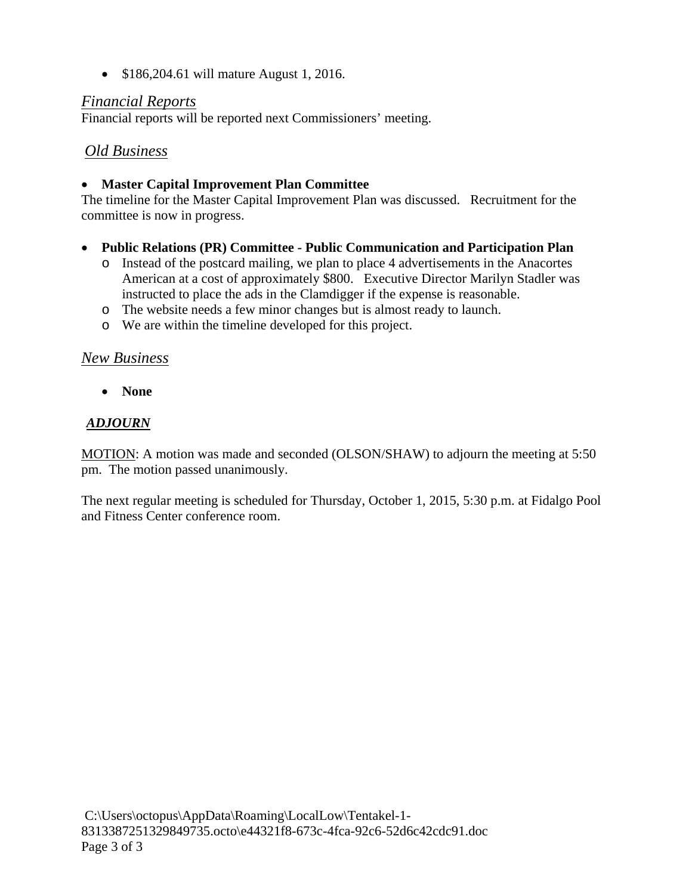- $186,204.61 will mature August 1, 2016.

## *Financial Reports*

Financial reports will be reported next Commissioners' meeting.

## *Old Business*

- **Master Capital Improvement Plan Committee**

The timeline for the Master Capital Improvement Plan was discussed. Recruitment for the committee is now in progress.

- **Public Relations (PR) Committee - Public Communication and Participation Plan**
  - Instead of the postcard mailing, we plan to place 4 advertisements in the Anacortes American at a cost of approximately $800. Executive Director Marilyn Stadler was instructed to place the ads in the Clamdigger if the expense is reasonable.
  - The website needs a few minor changes but is almost ready to launch.
  - We are within the timeline developed for this project.

## *New Business*

- **None**

## ***ADJOURN***

MOTION: A motion was made and seconded (OLSON/SHAW) to adjourn the meeting at 5:50 pm. The motion passed unanimously.

The next regular meeting is scheduled for Thursday, October 1, 2015, 5:30 p.m. at Fidalgo Pool and Fitness Center conference room.